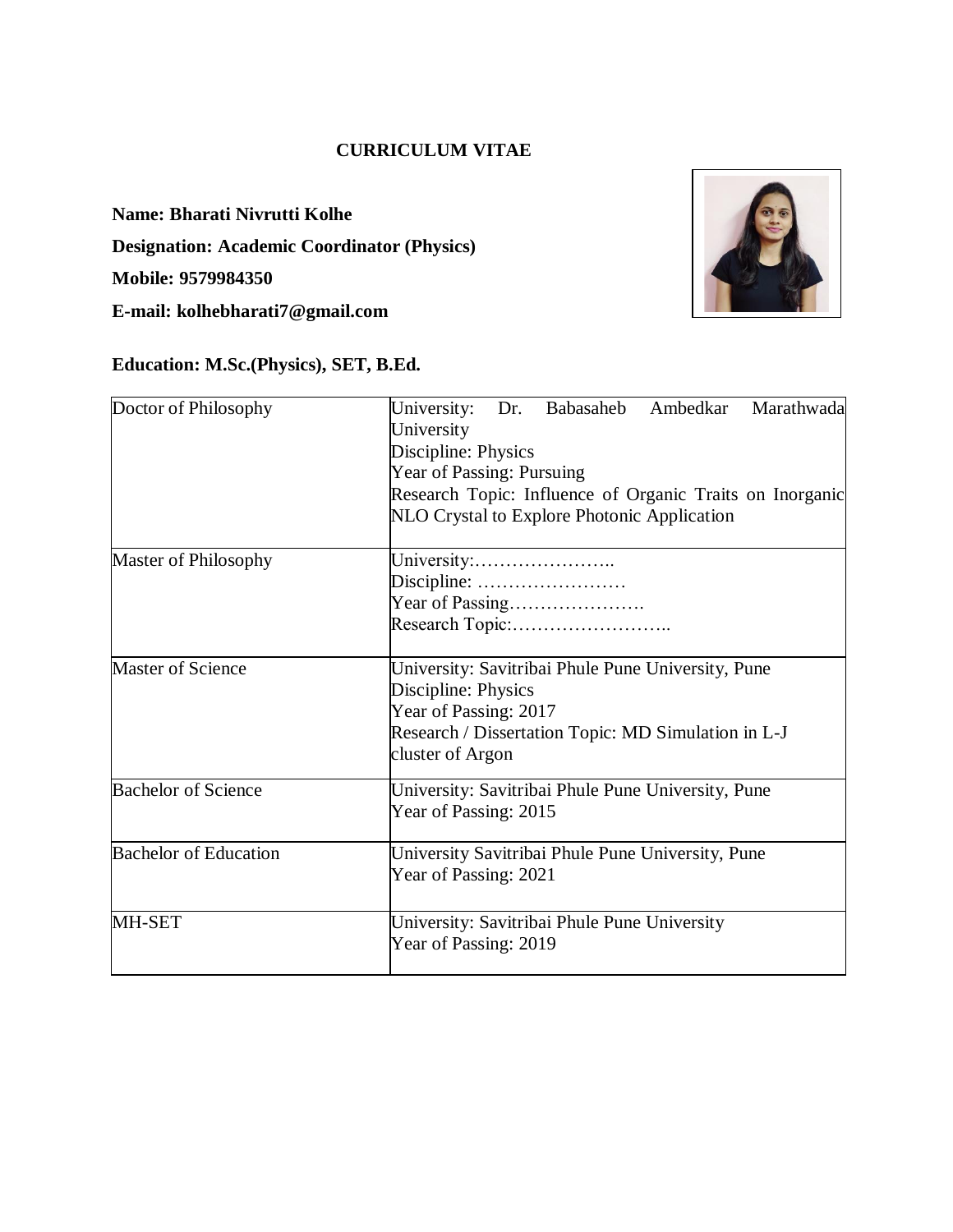# CURRICULUM VITAE

**Name: Bharati Nivrutti Kolhe**

**Designation: Academic Coordinator (Physics)**

**Mobile: 9579984350**

**E-mail: kolhebharati7@gmail.com**

**Education: M.Sc.(Physics), SET, B.Ed.**

| | |
|---|---|
| Doctor of Philosophy | University: Dr. Babasaheb Ambedkar Marathwada University<br>Discipline: Physics<br>Year of Passing: Pursuing<br>Research Topic: Influence of Organic Traits on Inorganic NLO Crystal to Explore Photonic Application |
| Master of Philosophy | University:…………………..<br>Discipline: ……………………<br>Year of Passing………………….<br>Research Topic:…………………….. |
| Master of Science | University: Savitribai Phule Pune University, Pune<br>Discipline: Physics<br>Year of Passing: 2017<br>Research / Dissertation Topic: MD Simulation in L-J cluster of Argon |
| Bachelor of Science | University: Savitribai Phule Pune University, Pune<br>Year of Passing: 2015 |
| Bachelor of Education | University Savitribai Phule Pune University, Pune<br>Year of Passing: 2021 |
| MH-SET | University: Savitribai Phule Pune University<br>Year of Passing: 2019 |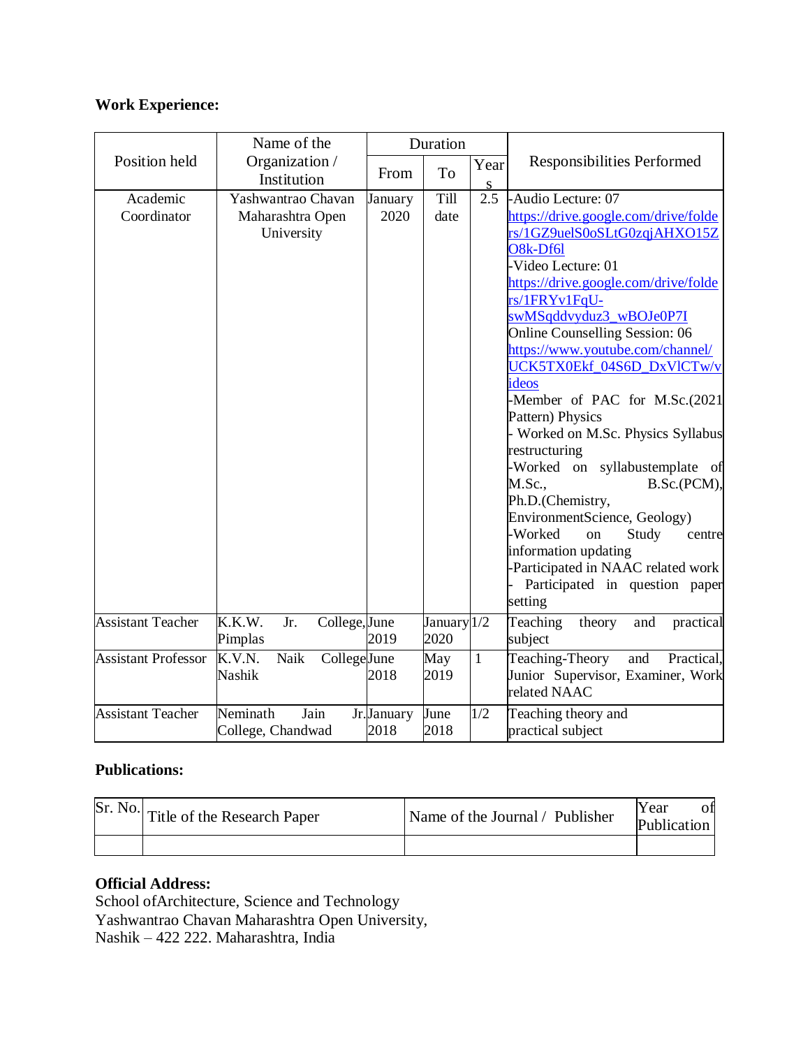**Work Experience:**

| Position held | Name of the Organization / Institution | Duration | | | Responsibilities Performed |
|---|---|---|---|---|---|
| | | From | To | Years | |
| Academic Coordinator | Yashwantrao Chavan Maharashtra Open University | January 2020 | Till date | 2.5 | -Audio Lecture: 07 https://drive.google.com/drive/folders/1GZ9uelS0oSLtG0zqjAHXO15ZO8k-Df6l -Video Lecture: 01 https://drive.google.com/drive/folders/1FRYv1FqU-swMSqddvyduz3_wBOJe0P7I Online Counselling Session: 06 https://www.youtube.com/channel/UCK5TX0Ekf_04S6D_DxVlCTw/videos -Member of PAC for M.Sc.(2021 Pattern) Physics - Worked on M.Sc. Physics Syllabus restructuring -Worked on syllabustemplate of M.Sc., B.Sc.(PCM), Ph.D.(Chemistry, EnvironmentScience, Geology) -Worked on Study centre information updating -Participated in NAAC related work - Participated in question paper setting |
| Assistant Teacher | K.K.W. Jr. College, Pimplas | June 2019 | January 2020 | 1/2 | Teaching theory and practical subject |
| Assistant Professor | K.V.N. Naik College Nashik | June 2018 | May 2019 | 1 | Teaching-Theory and Practical, Junior Supervisor, Examiner, Work related NAAC |
| Assistant Teacher | Neminath Jain Jr. College, Chandwad | January 2018 | June 2018 | 1/2 | Teaching theory and practical subject |

**Publications:**

| Sr. No. | Title of the Research Paper | Name of the Journal / Publisher | Year of Publication |
|---|---|---|---|
| | | | |

**Official Address:**
School ofArchitecture, Science and Technology
Yashwantrao Chavan Maharashtra Open University,
Nashik – 422 222. Maharashtra, India